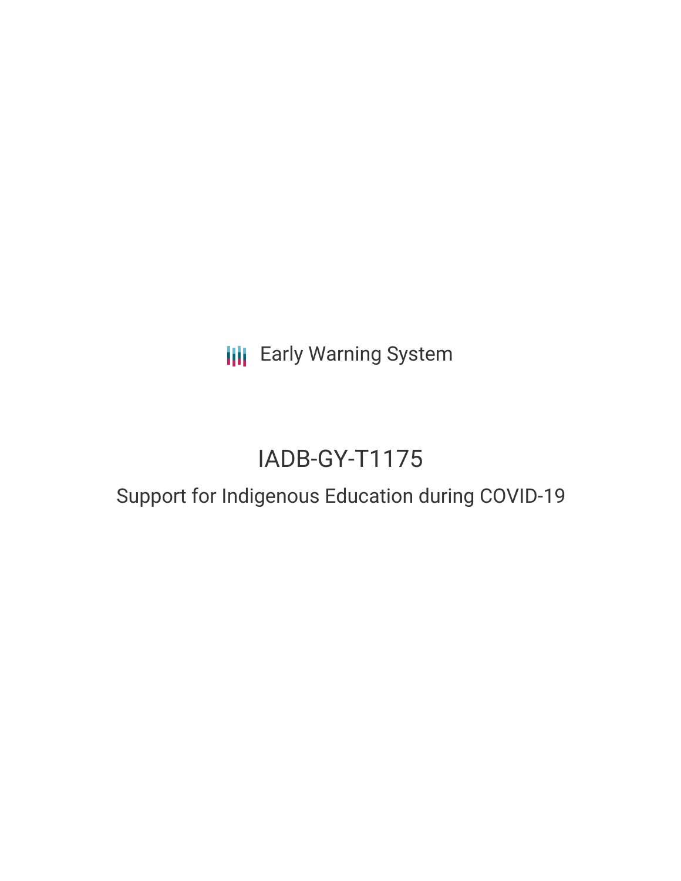Early Warning System

# IADB-GY-T1175

## Support for Indigenous Education during COVID-19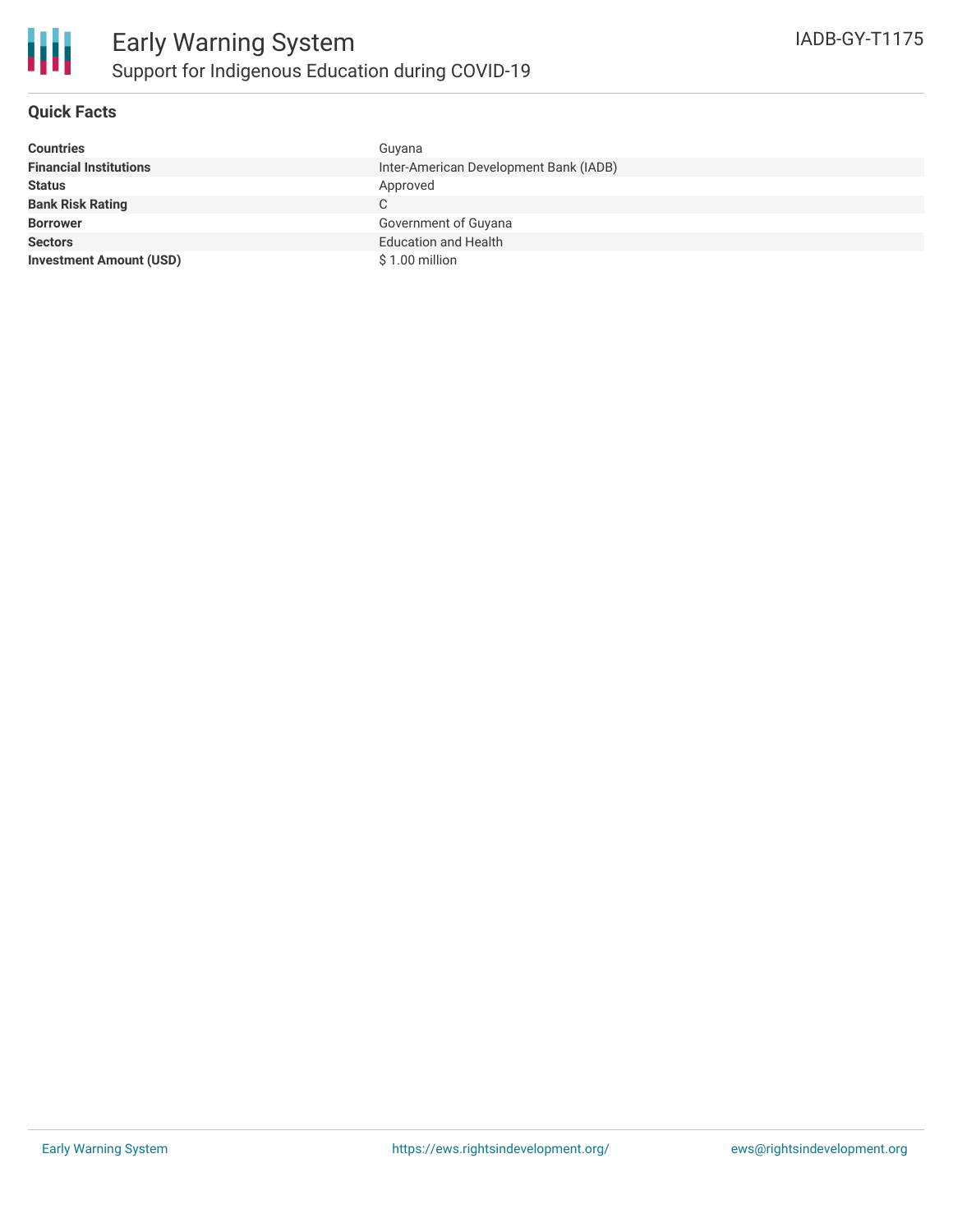# Early Warning System

## Support for Indigenous Education during COVID-19

IADB-GY-T1175

### Quick Facts

| | |
|---|---|
| **Countries** | Guyana |
| **Financial Institutions** | Inter-American Development Bank (IADB) |
| **Status** | Approved |
| **Bank Risk Rating** | C |
| **Borrower** | Government of Guyana |
| **Sectors** | Education and Health |
| **Investment Amount (USD)** | $ 1.00 million |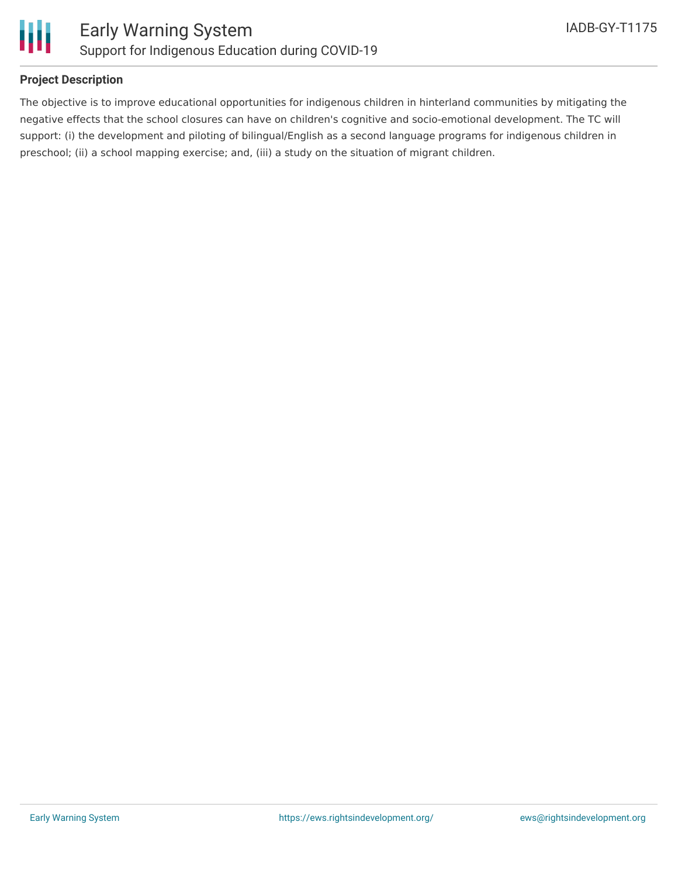**Project Description**

The objective is to improve educational opportunities for indigenous children in hinterland communities by mitigating the negative effects that the school closures can have on children's cognitive and socio-emotional development. The TC will support: (i) the development and piloting of bilingual/English as a second language programs for indigenous children in preschool; (ii) a school mapping exercise; and, (iii) a study on the situation of migrant children.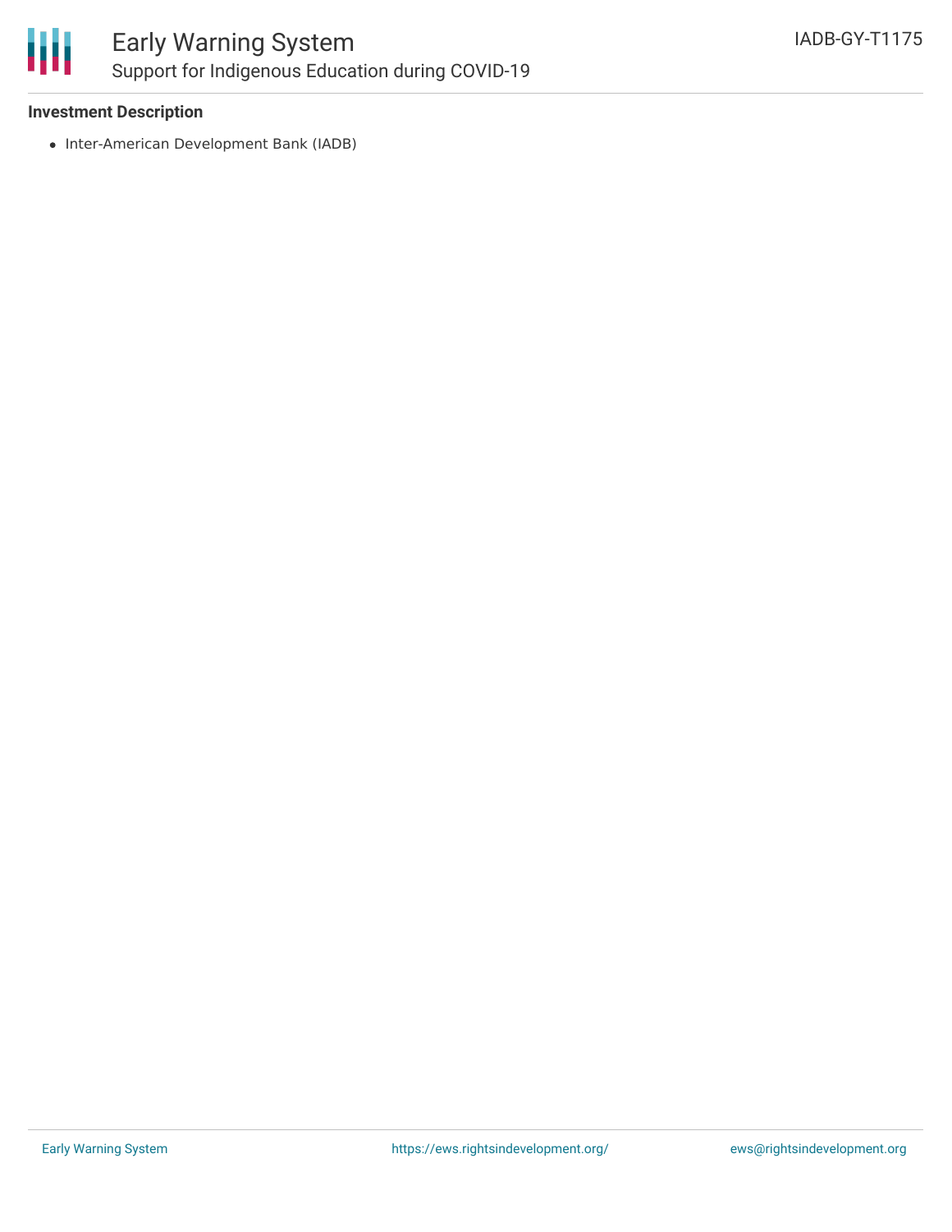**Investment Description**

- Inter-American Development Bank (IADB)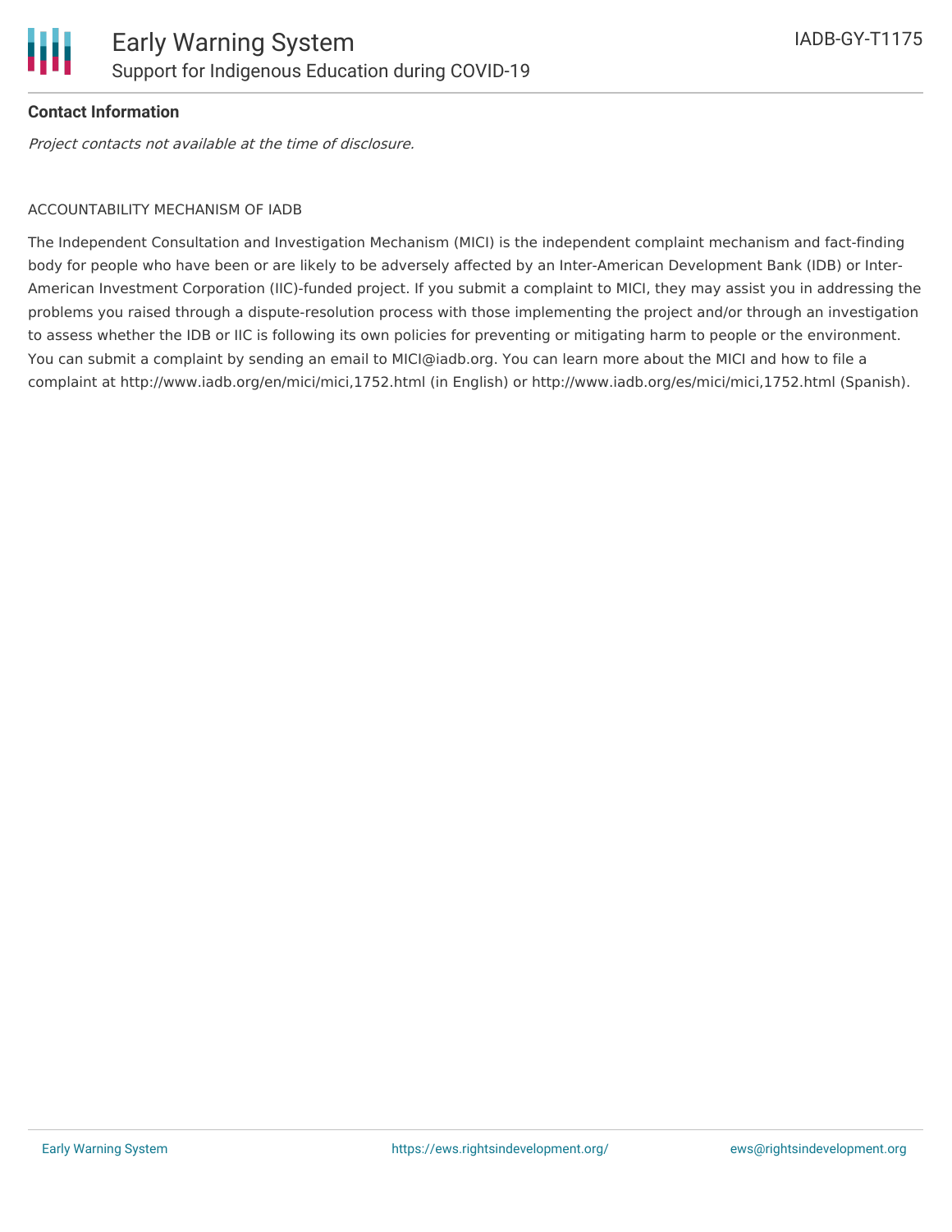**Contact Information**

*Project contacts not available at the time of disclosure.*

ACCOUNTABILITY MECHANISM OF IADB

The Independent Consultation and Investigation Mechanism (MICI) is the independent complaint mechanism and fact-finding body for people who have been or are likely to be adversely affected by an Inter-American Development Bank (IDB) or Inter-American Investment Corporation (IIC)-funded project. If you submit a complaint to MICI, they may assist you in addressing the problems you raised through a dispute-resolution process with those implementing the project and/or through an investigation to assess whether the IDB or IIC is following its own policies for preventing or mitigating harm to people or the environment. You can submit a complaint by sending an email to MICI@iadb.org. You can learn more about the MICI and how to file a complaint at http://www.iadb.org/en/mici/mici,1752.html (in English) or http://www.iadb.org/es/mici/mici,1752.html (Spanish).